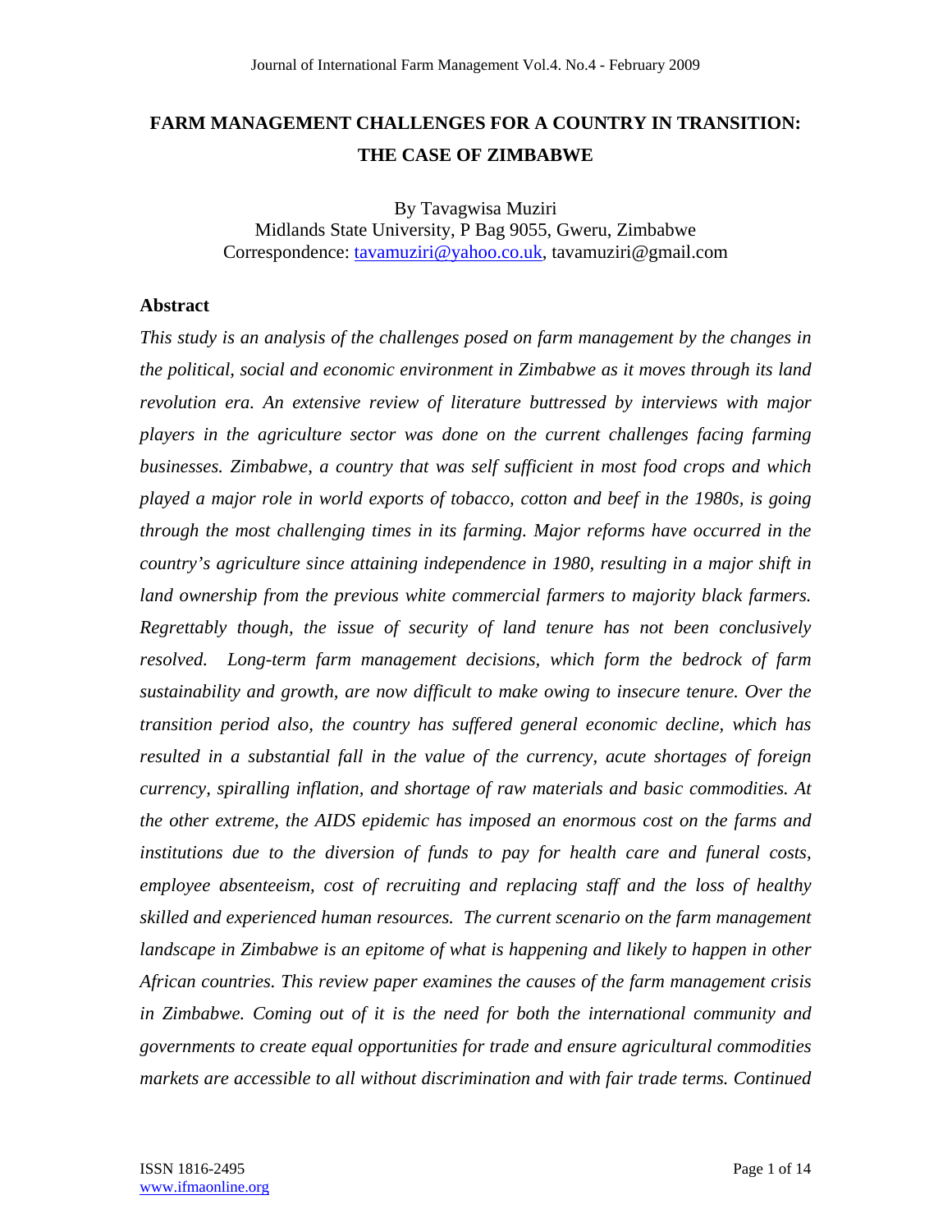# FARM MANAGEMENT CHALLENGES FOR A COUNTRY IN TRANSITION: THE CASE OF ZIMBABWE

By Tavagwisa Muziri
Midlands State University, P Bag 9055, Gweru, Zimbabwe
Correspondence: tavamuziri@yahoo.co.uk, tavamuziri@gmail.com

## Abstract

*This study is an analysis of the challenges posed on farm management by the changes in the political, social and economic environment in Zimbabwe as it moves through its land revolution era. An extensive review of literature buttressed by interviews with major players in the agriculture sector was done on the current challenges facing farming businesses. Zimbabwe, a country that was self sufficient in most food crops and which played a major role in world exports of tobacco, cotton and beef in the 1980s, is going through the most challenging times in its farming. Major reforms have occurred in the country's agriculture since attaining independence in 1980, resulting in a major shift in land ownership from the previous white commercial farmers to majority black farmers. Regrettably though, the issue of security of land tenure has not been conclusively resolved. Long-term farm management decisions, which form the bedrock of farm sustainability and growth, are now difficult to make owing to insecure tenure. Over the transition period also, the country has suffered general economic decline, which has resulted in a substantial fall in the value of the currency, acute shortages of foreign currency, spiralling inflation, and shortage of raw materials and basic commodities. At the other extreme, the AIDS epidemic has imposed an enormous cost on the farms and institutions due to the diversion of funds to pay for health care and funeral costs, employee absenteeism, cost of recruiting and replacing staff and the loss of healthy skilled and experienced human resources. The current scenario on the farm management landscape in Zimbabwe is an epitome of what is happening and likely to happen in other African countries. This review paper examines the causes of the farm management crisis in Zimbabwe. Coming out of it is the need for both the international community and governments to create equal opportunities for trade and ensure agricultural commodities markets are accessible to all without discrimination and with fair trade terms. Continued*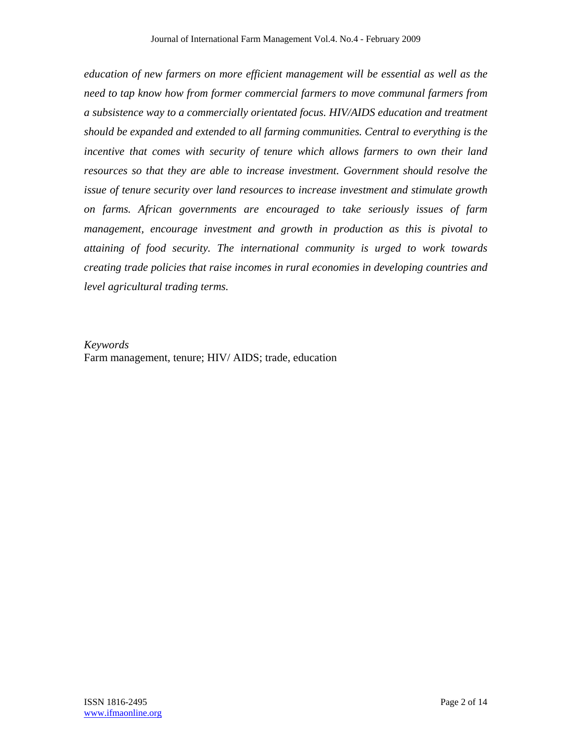*education of new farmers on more efficient management will be essential as well as the need to tap know how from former commercial farmers to move communal farmers from a subsistence way to a commercially orientated focus. HIV/AIDS education and treatment should be expanded and extended to all farming communities. Central to everything is the incentive that comes with security of tenure which allows farmers to own their land resources so that they are able to increase investment. Government should resolve the issue of tenure security over land resources to increase investment and stimulate growth on farms. African governments are encouraged to take seriously issues of farm management, encourage investment and growth in production as this is pivotal to attaining of food security. The international community is urged to work towards creating trade policies that raise incomes in rural economies in developing countries and level agricultural trading terms.*

*Keywords*
Farm management, tenure; HIV/ AIDS; trade, education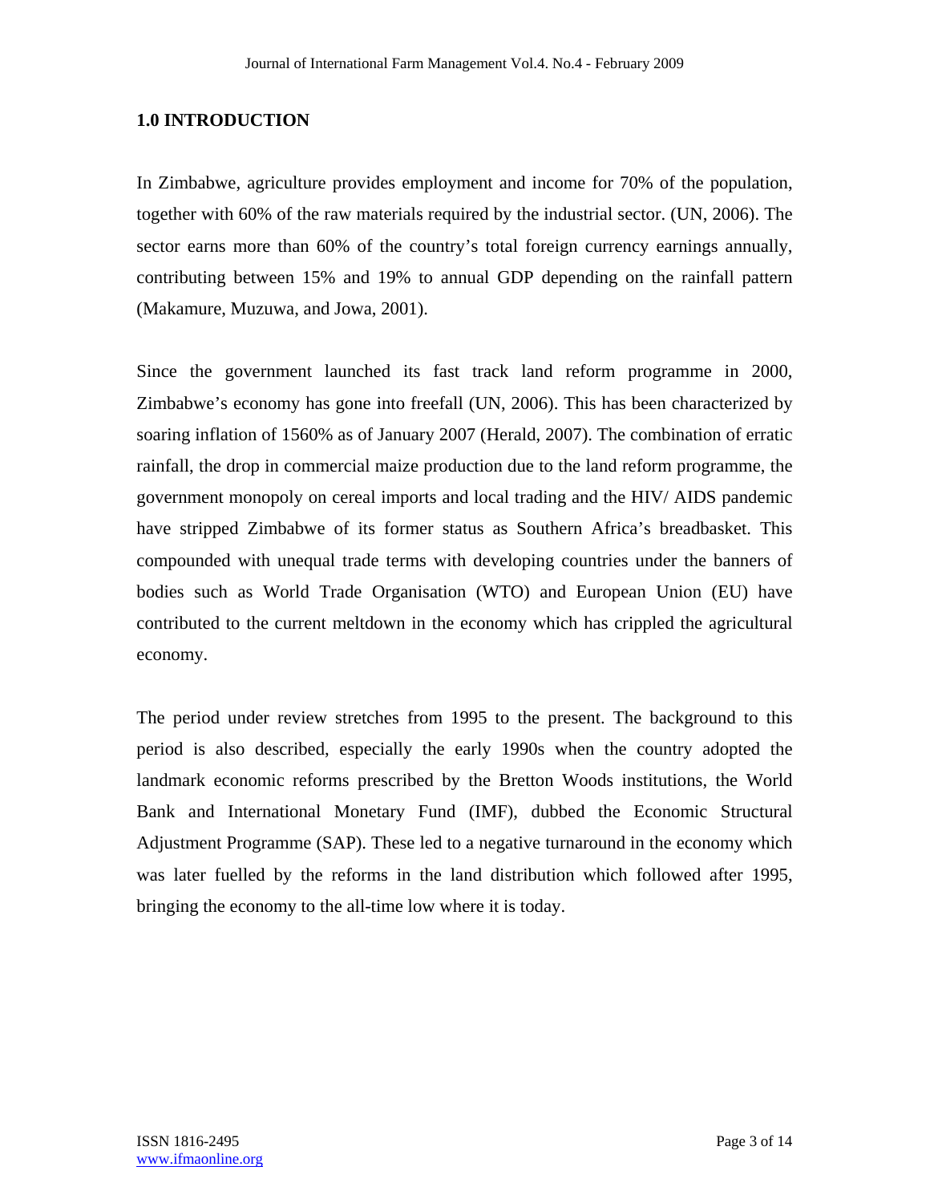## 1.0 INTRODUCTION

In Zimbabwe, agriculture provides employment and income for 70% of the population, together with 60% of the raw materials required by the industrial sector. (UN, 2006). The sector earns more than 60% of the country's total foreign currency earnings annually, contributing between 15% and 19% to annual GDP depending on the rainfall pattern (Makamure, Muzuwa, and Jowa, 2001).

Since the government launched its fast track land reform programme in 2000, Zimbabwe's economy has gone into freefall (UN, 2006). This has been characterized by soaring inflation of 1560% as of January 2007 (Herald, 2007). The combination of erratic rainfall, the drop in commercial maize production due to the land reform programme, the government monopoly on cereal imports and local trading and the HIV/ AIDS pandemic have stripped Zimbabwe of its former status as Southern Africa's breadbasket. This compounded with unequal trade terms with developing countries under the banners of bodies such as World Trade Organisation (WTO) and European Union (EU) have contributed to the current meltdown in the economy which has crippled the agricultural economy.

The period under review stretches from 1995 to the present. The background to this period is also described, especially the early 1990s when the country adopted the landmark economic reforms prescribed by the Bretton Woods institutions, the World Bank and International Monetary Fund (IMF), dubbed the Economic Structural Adjustment Programme (SAP). These led to a negative turnaround in the economy which was later fuelled by the reforms in the land distribution which followed after 1995, bringing the economy to the all-time low where it is today.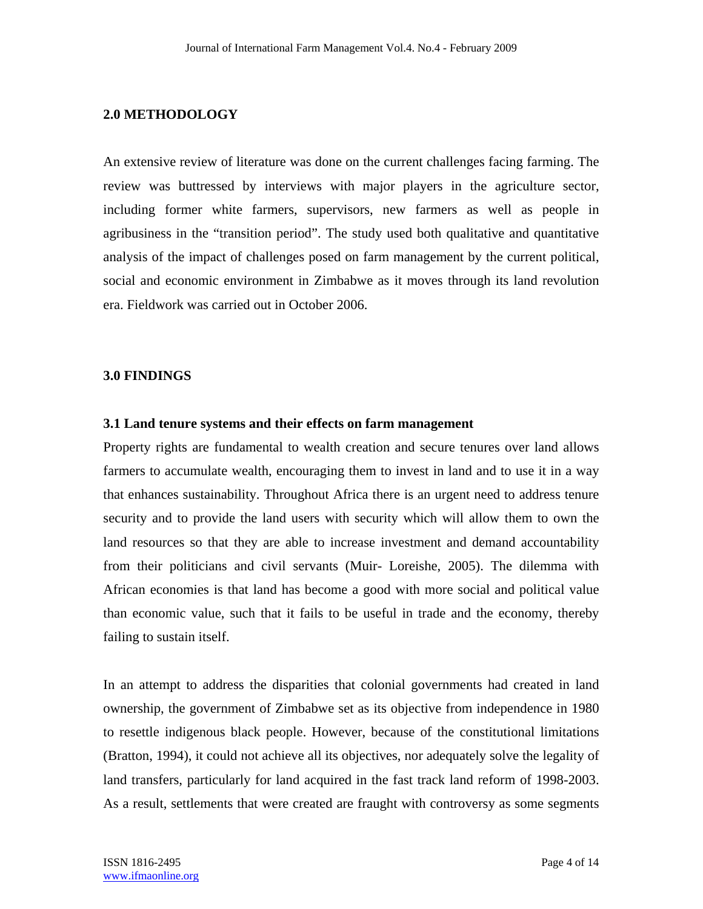## 2.0 METHODOLOGY

An extensive review of literature was done on the current challenges facing farming. The review was buttressed by interviews with major players in the agriculture sector, including former white farmers, supervisors, new farmers as well as people in agribusiness in the "transition period". The study used both qualitative and quantitative analysis of the impact of challenges posed on farm management by the current political, social and economic environment in Zimbabwe as it moves through its land revolution era. Fieldwork was carried out in October 2006.

## 3.0 FINDINGS

### 3.1 Land tenure systems and their effects on farm management

Property rights are fundamental to wealth creation and secure tenures over land allows farmers to accumulate wealth, encouraging them to invest in land and to use it in a way that enhances sustainability. Throughout Africa there is an urgent need to address tenure security and to provide the land users with security which will allow them to own the land resources so that they are able to increase investment and demand accountability from their politicians and civil servants (Muir- Loreishe, 2005). The dilemma with African economies is that land has become a good with more social and political value than economic value, such that it fails to be useful in trade and the economy, thereby failing to sustain itself.

In an attempt to address the disparities that colonial governments had created in land ownership, the government of Zimbabwe set as its objective from independence in 1980 to resettle indigenous black people. However, because of the constitutional limitations (Bratton, 1994), it could not achieve all its objectives, nor adequately solve the legality of land transfers, particularly for land acquired in the fast track land reform of 1998-2003. As a result, settlements that were created are fraught with controversy as some segments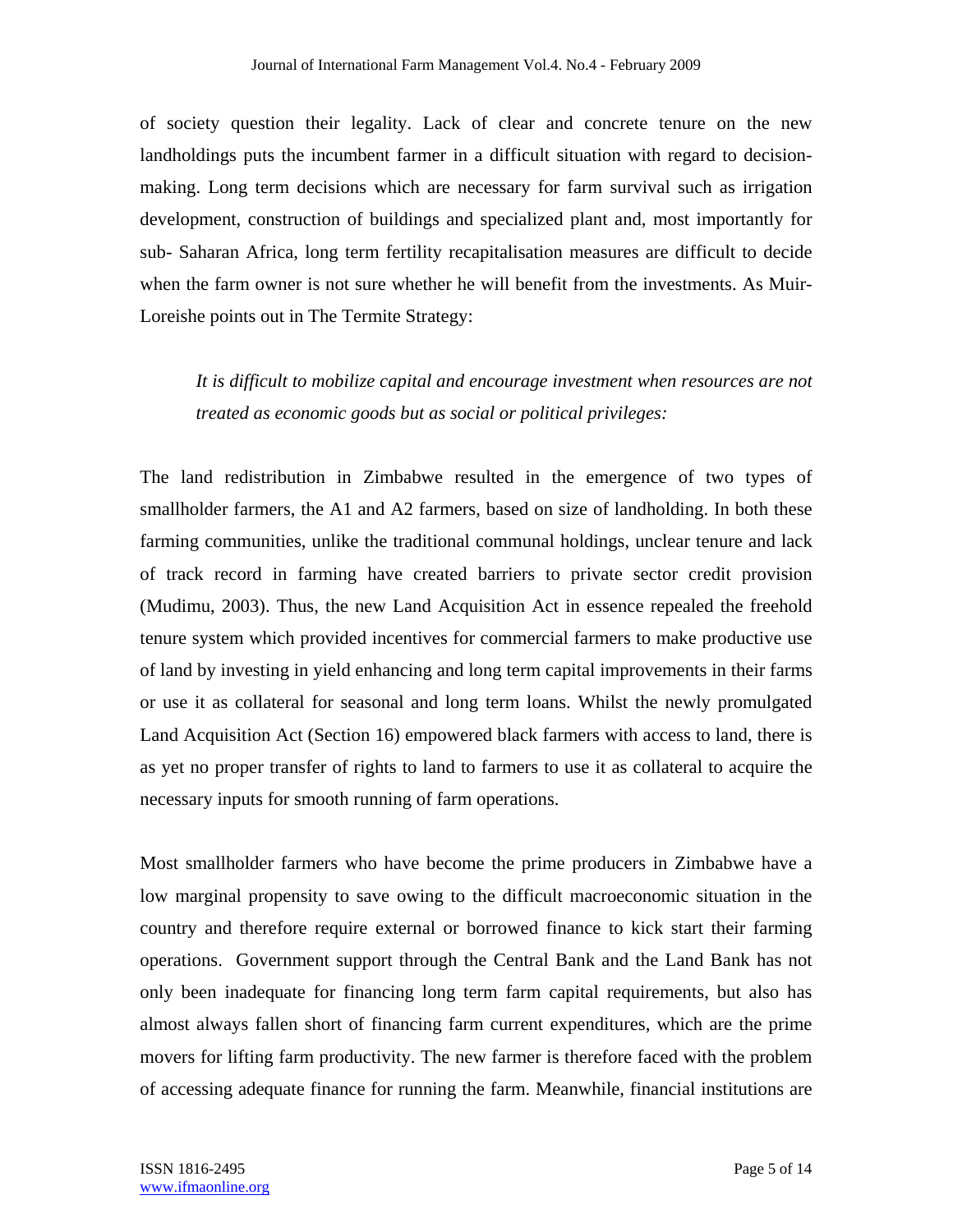of society question their legality. Lack of clear and concrete tenure on the new landholdings puts the incumbent farmer in a difficult situation with regard to decision-making. Long term decisions which are necessary for farm survival such as irrigation development, construction of buildings and specialized plant and, most importantly for sub- Saharan Africa, long term fertility recapitalisation measures are difficult to decide when the farm owner is not sure whether he will benefit from the investments. As Muir-Loreishe points out in The Termite Strategy:

> *It is difficult to mobilize capital and encourage investment when resources are not treated as economic goods but as social or political privileges:*

The land redistribution in Zimbabwe resulted in the emergence of two types of smallholder farmers, the A1 and A2 farmers, based on size of landholding. In both these farming communities, unlike the traditional communal holdings, unclear tenure and lack of track record in farming have created barriers to private sector credit provision (Mudimu, 2003). Thus, the new Land Acquisition Act in essence repealed the freehold tenure system which provided incentives for commercial farmers to make productive use of land by investing in yield enhancing and long term capital improvements in their farms or use it as collateral for seasonal and long term loans. Whilst the newly promulgated Land Acquisition Act (Section 16) empowered black farmers with access to land, there is as yet no proper transfer of rights to land to farmers to use it as collateral to acquire the necessary inputs for smooth running of farm operations.

Most smallholder farmers who have become the prime producers in Zimbabwe have a low marginal propensity to save owing to the difficult macroeconomic situation in the country and therefore require external or borrowed finance to kick start their farming operations. Government support through the Central Bank and the Land Bank has not only been inadequate for financing long term farm capital requirements, but also has almost always fallen short of financing farm current expenditures, which are the prime movers for lifting farm productivity. The new farmer is therefore faced with the problem of accessing adequate finance for running the farm. Meanwhile, financial institutions are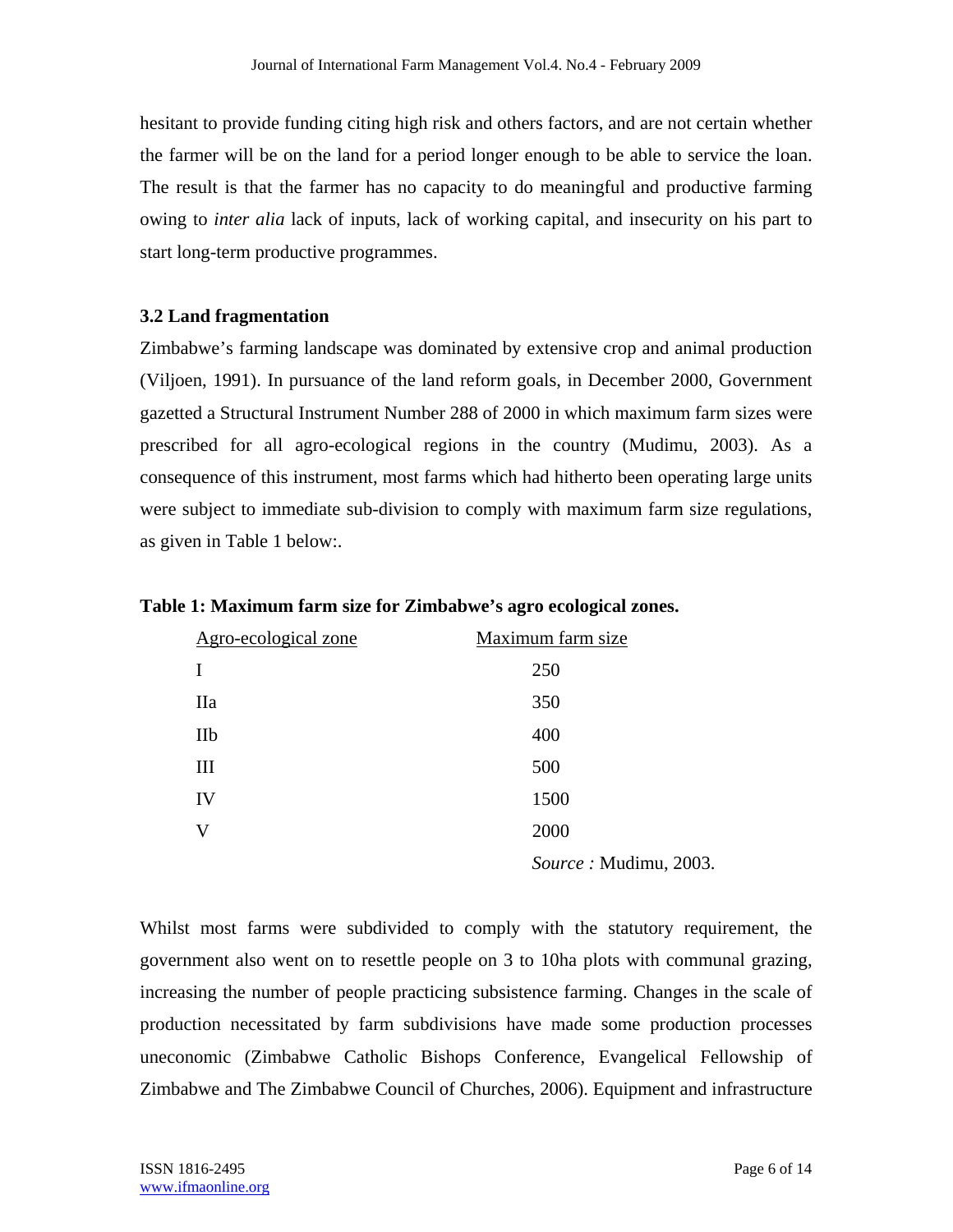hesitant to provide funding citing high risk and others factors, and are not certain whether the farmer will be on the land for a period longer enough to be able to service the loan. The result is that the farmer has no capacity to do meaningful and productive farming owing to *inter alia* lack of inputs, lack of working capital, and insecurity on his part to start long-term productive programmes.

### 3.2 Land fragmentation

Zimbabwe's farming landscape was dominated by extensive crop and animal production (Viljoen, 1991). In pursuance of the land reform goals, in December 2000, Government gazetted a Structural Instrument Number 288 of 2000 in which maximum farm sizes were prescribed for all agro-ecological regions in the country (Mudimu, 2003). As a consequence of this instrument, most farms which had hitherto been operating large units were subject to immediate sub-division to comply with maximum farm size regulations, as given in Table 1 below:.

**Table 1: Maximum farm size for Zimbabwe's agro ecological zones.**

| Agro-ecological zone | Maximum farm size |
|---|---|
| I | 250 |
| IIa | 350 |
| IIb | 400 |
| III | 500 |
| IV | 1500 |
| V | 2000 |

*Source :* Mudimu, 2003.

Whilst most farms were subdivided to comply with the statutory requirement, the government also went on to resettle people on 3 to 10ha plots with communal grazing, increasing the number of people practicing subsistence farming. Changes in the scale of production necessitated by farm subdivisions have made some production processes uneconomic (Zimbabwe Catholic Bishops Conference, Evangelical Fellowship of Zimbabwe and The Zimbabwe Council of Churches, 2006). Equipment and infrastructure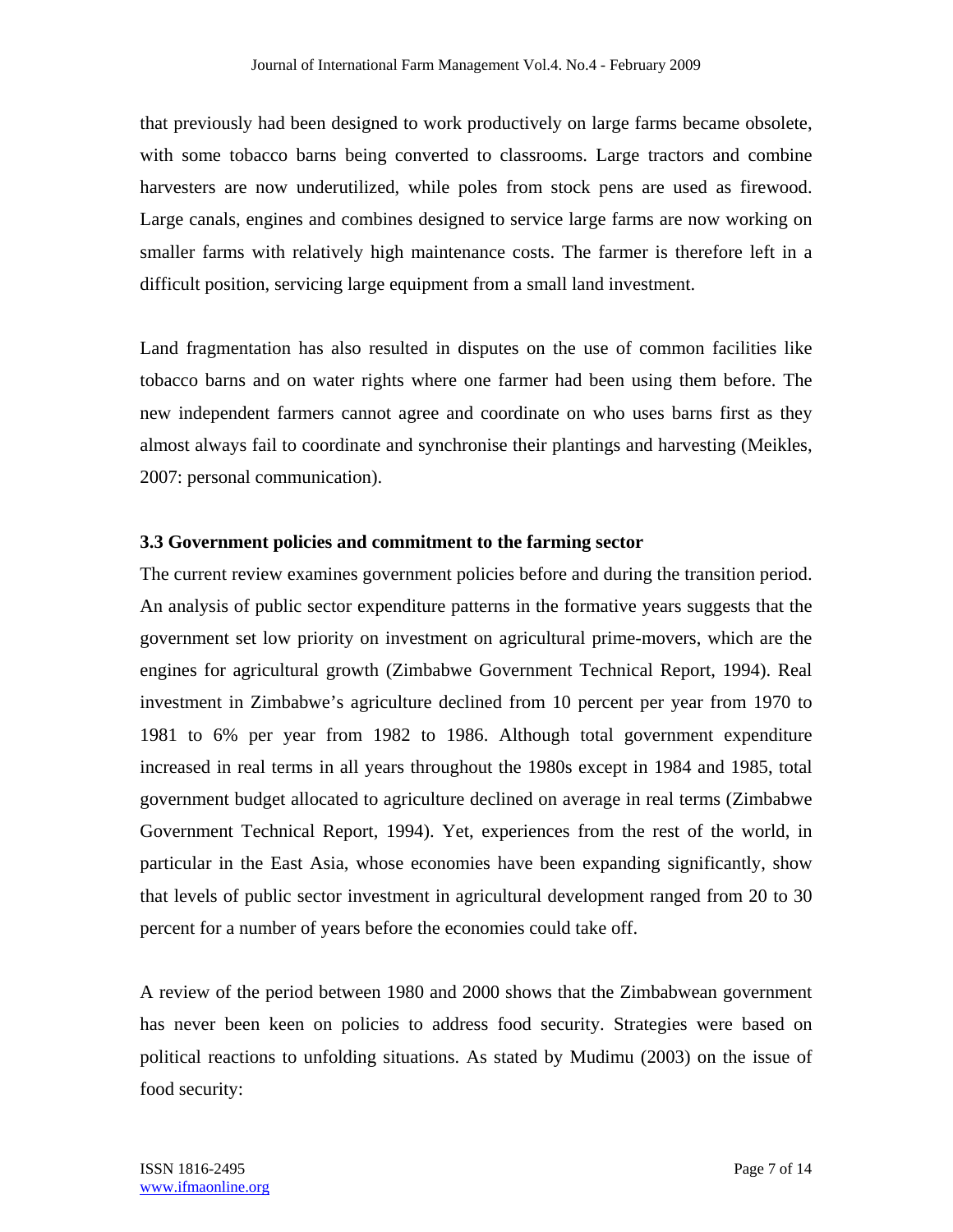that previously had been designed to work productively on large farms became obsolete, with some tobacco barns being converted to classrooms. Large tractors and combine harvesters are now underutilized, while poles from stock pens are used as firewood. Large canals, engines and combines designed to service large farms are now working on smaller farms with relatively high maintenance costs. The farmer is therefore left in a difficult position, servicing large equipment from a small land investment.

Land fragmentation has also resulted in disputes on the use of common facilities like tobacco barns and on water rights where one farmer had been using them before. The new independent farmers cannot agree and coordinate on who uses barns first as they almost always fail to coordinate and synchronise their plantings and harvesting (Meikles, 2007: personal communication).

### 3.3 Government policies and commitment to the farming sector

The current review examines government policies before and during the transition period. An analysis of public sector expenditure patterns in the formative years suggests that the government set low priority on investment on agricultural prime-movers, which are the engines for agricultural growth (Zimbabwe Government Technical Report, 1994). Real investment in Zimbabwe's agriculture declined from 10 percent per year from 1970 to 1981 to 6% per year from 1982 to 1986. Although total government expenditure increased in real terms in all years throughout the 1980s except in 1984 and 1985, total government budget allocated to agriculture declined on average in real terms (Zimbabwe Government Technical Report, 1994). Yet, experiences from the rest of the world, in particular in the East Asia, whose economies have been expanding significantly, show that levels of public sector investment in agricultural development ranged from 20 to 30 percent for a number of years before the economies could take off.

A review of the period between 1980 and 2000 shows that the Zimbabwean government has never been keen on policies to address food security. Strategies were based on political reactions to unfolding situations. As stated by Mudimu (2003) on the issue of food security: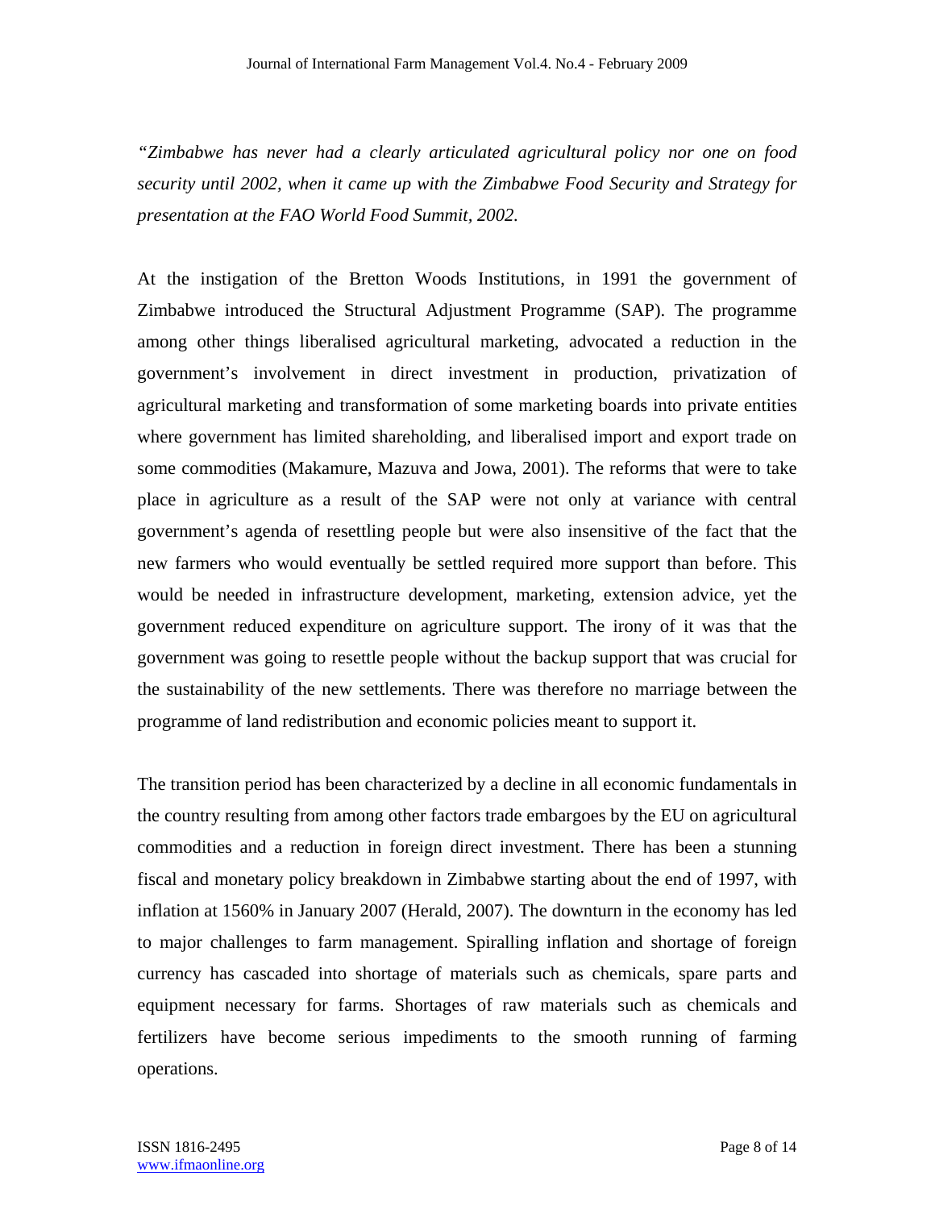*"Zimbabwe has never had a clearly articulated agricultural policy nor one on food security until 2002, when it came up with the Zimbabwe Food Security and Strategy for presentation at the FAO World Food Summit, 2002.*

At the instigation of the Bretton Woods Institutions, in 1991 the government of Zimbabwe introduced the Structural Adjustment Programme (SAP). The programme among other things liberalised agricultural marketing, advocated a reduction in the government's involvement in direct investment in production, privatization of agricultural marketing and transformation of some marketing boards into private entities where government has limited shareholding, and liberalised import and export trade on some commodities (Makamure, Mazuva and Jowa, 2001). The reforms that were to take place in agriculture as a result of the SAP were not only at variance with central government's agenda of resettling people but were also insensitive of the fact that the new farmers who would eventually be settled required more support than before. This would be needed in infrastructure development, marketing, extension advice, yet the government reduced expenditure on agriculture support. The irony of it was that the government was going to resettle people without the backup support that was crucial for the sustainability of the new settlements. There was therefore no marriage between the programme of land redistribution and economic policies meant to support it.

The transition period has been characterized by a decline in all economic fundamentals in the country resulting from among other factors trade embargoes by the EU on agricultural commodities and a reduction in foreign direct investment. There has been a stunning fiscal and monetary policy breakdown in Zimbabwe starting about the end of 1997, with inflation at 1560% in January 2007 (Herald, 2007). The downturn in the economy has led to major challenges to farm management. Spiralling inflation and shortage of foreign currency has cascaded into shortage of materials such as chemicals, spare parts and equipment necessary for farms. Shortages of raw materials such as chemicals and fertilizers have become serious impediments to the smooth running of farming operations.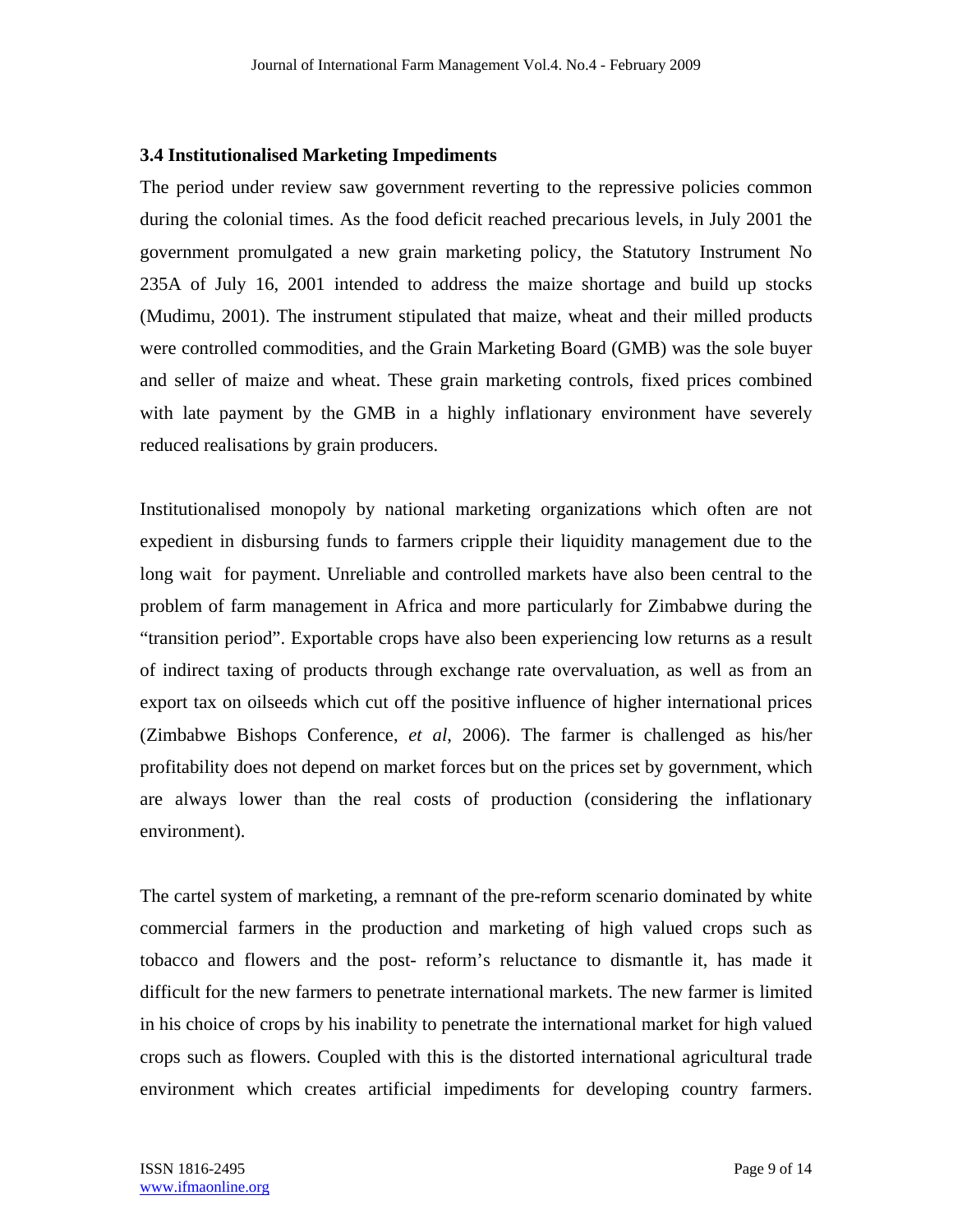### 3.4 Institutionalised Marketing Impediments

The period under review saw government reverting to the repressive policies common during the colonial times. As the food deficit reached precarious levels, in July 2001 the government promulgated a new grain marketing policy, the Statutory Instrument No 235A of July 16, 2001 intended to address the maize shortage and build up stocks (Mudimu, 2001). The instrument stipulated that maize, wheat and their milled products were controlled commodities, and the Grain Marketing Board (GMB) was the sole buyer and seller of maize and wheat. These grain marketing controls, fixed prices combined with late payment by the GMB in a highly inflationary environment have severely reduced realisations by grain producers.

Institutionalised monopoly by national marketing organizations which often are not expedient in disbursing funds to farmers cripple their liquidity management due to the long wait for payment. Unreliable and controlled markets have also been central to the problem of farm management in Africa and more particularly for Zimbabwe during the "transition period". Exportable crops have also been experiencing low returns as a result of indirect taxing of products through exchange rate overvaluation, as well as from an export tax on oilseeds which cut off the positive influence of higher international prices (Zimbabwe Bishops Conference, *et al*, 2006). The farmer is challenged as his/her profitability does not depend on market forces but on the prices set by government, which are always lower than the real costs of production (considering the inflationary environment).

The cartel system of marketing, a remnant of the pre-reform scenario dominated by white commercial farmers in the production and marketing of high valued crops such as tobacco and flowers and the post- reform's reluctance to dismantle it, has made it difficult for the new farmers to penetrate international markets. The new farmer is limited in his choice of crops by his inability to penetrate the international market for high valued crops such as flowers. Coupled with this is the distorted international agricultural trade environment which creates artificial impediments for developing country farmers.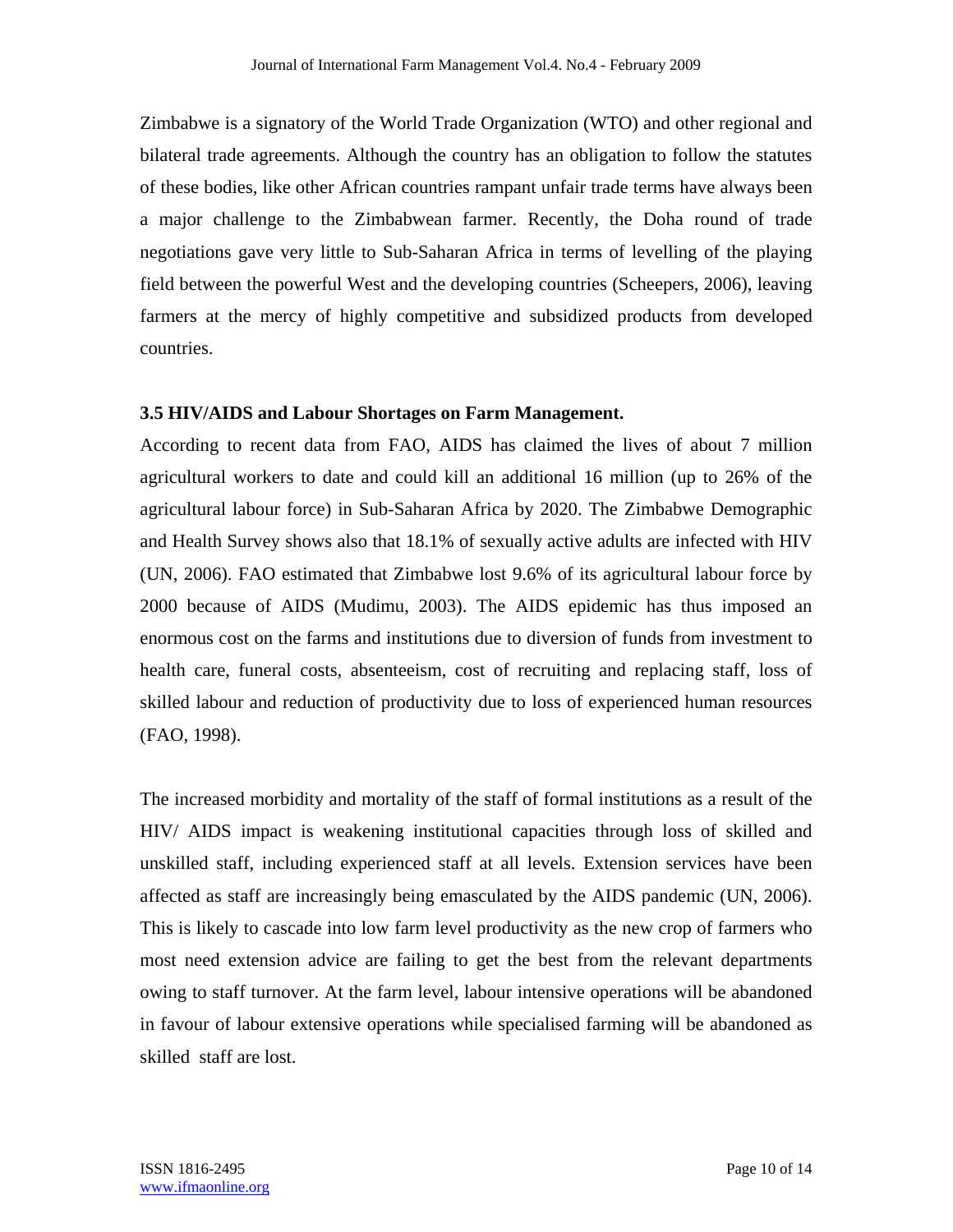Zimbabwe is a signatory of the World Trade Organization (WTO) and other regional and bilateral trade agreements. Although the country has an obligation to follow the statutes of these bodies, like other African countries rampant unfair trade terms have always been a major challenge to the Zimbabwean farmer. Recently, the Doha round of trade negotiations gave very little to Sub-Saharan Africa in terms of levelling of the playing field between the powerful West and the developing countries (Scheepers, 2006), leaving farmers at the mercy of highly competitive and subsidized products from developed countries.

### 3.5 HIV/AIDS and Labour Shortages on Farm Management.

According to recent data from FAO, AIDS has claimed the lives of about 7 million agricultural workers to date and could kill an additional 16 million (up to 26% of the agricultural labour force) in Sub-Saharan Africa by 2020. The Zimbabwe Demographic and Health Survey shows also that 18.1% of sexually active adults are infected with HIV (UN, 2006). FAO estimated that Zimbabwe lost 9.6% of its agricultural labour force by 2000 because of AIDS (Mudimu, 2003). The AIDS epidemic has thus imposed an enormous cost on the farms and institutions due to diversion of funds from investment to health care, funeral costs, absenteeism, cost of recruiting and replacing staff, loss of skilled labour and reduction of productivity due to loss of experienced human resources (FAO, 1998).

The increased morbidity and mortality of the staff of formal institutions as a result of the HIV/ AIDS impact is weakening institutional capacities through loss of skilled and unskilled staff, including experienced staff at all levels. Extension services have been affected as staff are increasingly being emasculated by the AIDS pandemic (UN, 2006). This is likely to cascade into low farm level productivity as the new crop of farmers who most need extension advice are failing to get the best from the relevant departments owing to staff turnover. At the farm level, labour intensive operations will be abandoned in favour of labour extensive operations while specialised farming will be abandoned as skilled staff are lost.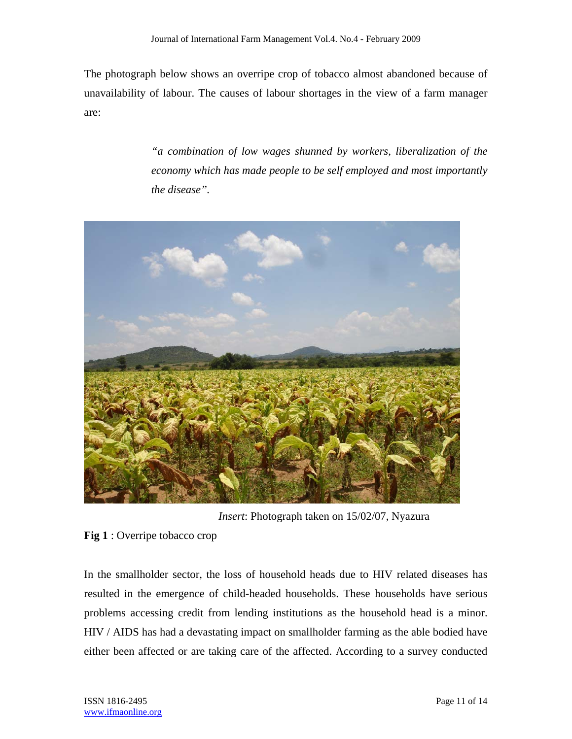The photograph below shows an overripe crop of tobacco almost abandoned because of unavailability of labour. The causes of labour shortages in the view of a farm manager are:

> *"a combination of low wages shunned by workers, liberalization of the economy which has made people to be self employed and most importantly the disease".*

*Insert*: Photograph taken on 15/02/07, Nyazura

**Fig 1** : Overripe tobacco crop

In the smallholder sector, the loss of household heads due to HIV related diseases has resulted in the emergence of child-headed households. These households have serious problems accessing credit from lending institutions as the household head is a minor. HIV / AIDS has had a devastating impact on smallholder farming as the able bodied have either been affected or are taking care of the affected. According to a survey conducted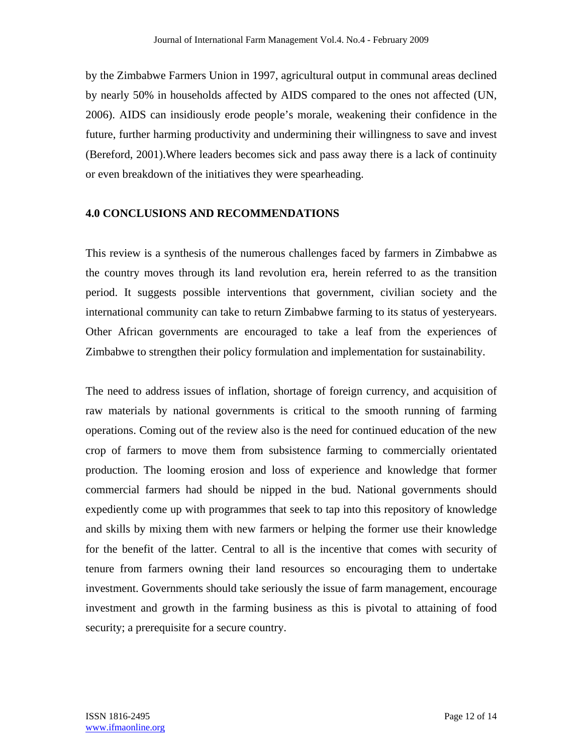by the Zimbabwe Farmers Union in 1997, agricultural output in communal areas declined by nearly 50% in households affected by AIDS compared to the ones not affected (UN, 2006). AIDS can insidiously erode people's morale, weakening their confidence in the future, further harming productivity and undermining their willingness to save and invest (Bereford, 2001).Where leaders becomes sick and pass away there is a lack of continuity or even breakdown of the initiatives they were spearheading.

## 4.0 CONCLUSIONS AND RECOMMENDATIONS

This review is a synthesis of the numerous challenges faced by farmers in Zimbabwe as the country moves through its land revolution era, herein referred to as the transition period. It suggests possible interventions that government, civilian society and the international community can take to return Zimbabwe farming to its status of yesteryears. Other African governments are encouraged to take a leaf from the experiences of Zimbabwe to strengthen their policy formulation and implementation for sustainability.

The need to address issues of inflation, shortage of foreign currency, and acquisition of raw materials by national governments is critical to the smooth running of farming operations. Coming out of the review also is the need for continued education of the new crop of farmers to move them from subsistence farming to commercially orientated production. The looming erosion and loss of experience and knowledge that former commercial farmers had should be nipped in the bud. National governments should expediently come up with programmes that seek to tap into this repository of knowledge and skills by mixing them with new farmers or helping the former use their knowledge for the benefit of the latter. Central to all is the incentive that comes with security of tenure from farmers owning their land resources so encouraging them to undertake investment. Governments should take seriously the issue of farm management, encourage investment and growth in the farming business as this is pivotal to attaining of food security; a prerequisite for a secure country.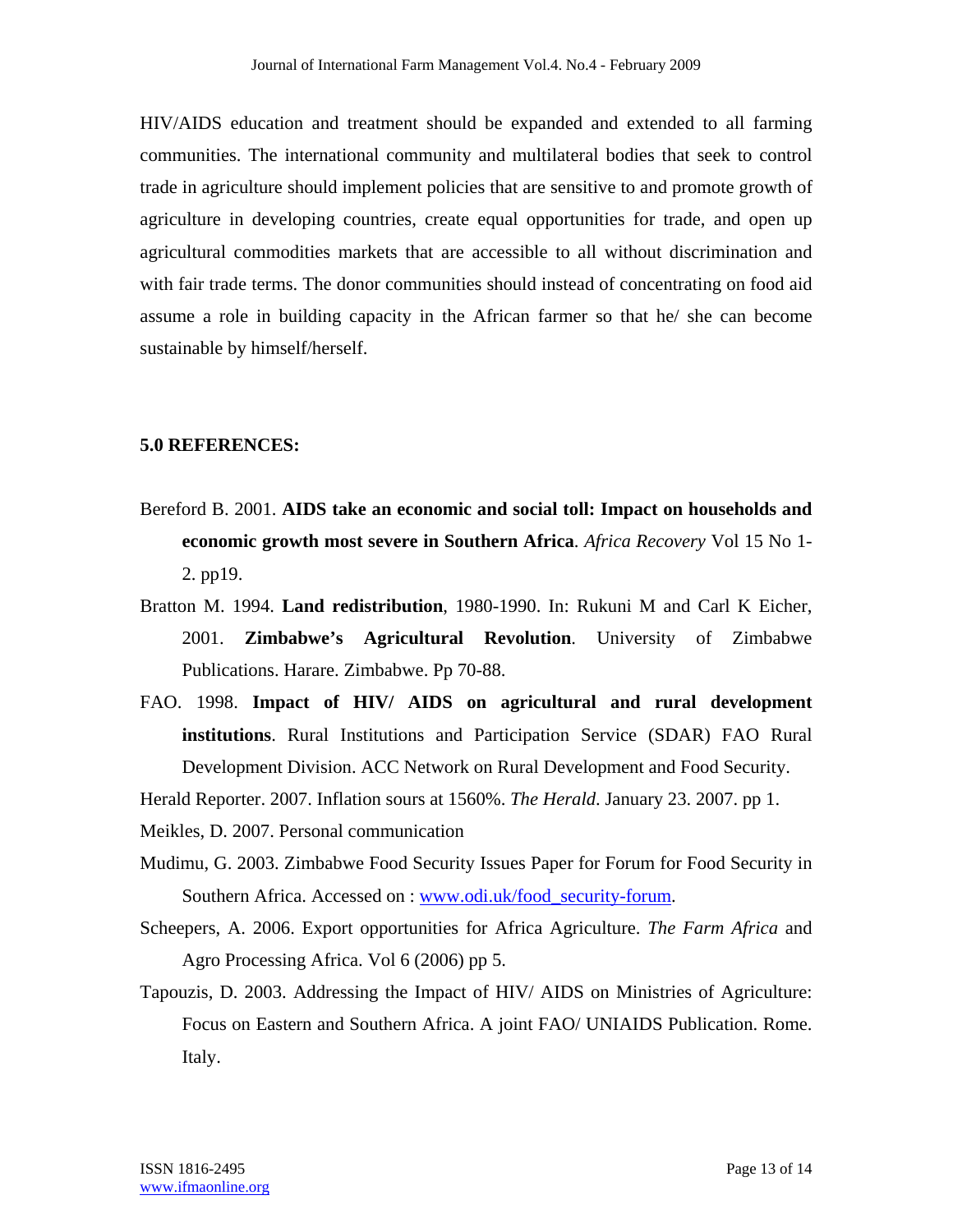HIV/AIDS education and treatment should be expanded and extended to all farming communities. The international community and multilateral bodies that seek to control trade in agriculture should implement policies that are sensitive to and promote growth of agriculture in developing countries, create equal opportunities for trade, and open up agricultural commodities markets that are accessible to all without discrimination and with fair trade terms. The donor communities should instead of concentrating on food aid assume a role in building capacity in the African farmer so that he/ she can become sustainable by himself/herself.

## 5.0 REFERENCES:

Bereford B. 2001. **AIDS take an economic and social toll: Impact on households and economic growth most severe in Southern Africa**. *Africa Recovery* Vol 15 No 1-2. pp19.

Bratton M. 1994. **Land redistribution**, 1980-1990. In: Rukuni M and Carl K Eicher, 2001. **Zimbabwe's Agricultural Revolution**. University of Zimbabwe Publications. Harare. Zimbabwe. Pp 70-88.

FAO. 1998. **Impact of HIV/ AIDS on agricultural and rural development institutions**. Rural Institutions and Participation Service (SDAR) FAO Rural Development Division. ACC Network on Rural Development and Food Security.

Herald Reporter. 2007. Inflation sours at 1560%. *The Herald*. January 23. 2007. pp 1.

Meikles, D. 2007. Personal communication

Mudimu, G. 2003. Zimbabwe Food Security Issues Paper for Forum for Food Security in Southern Africa. Accessed on : www.odi.uk/food_security-forum.

Scheepers, A. 2006. Export opportunities for Africa Agriculture. *The Farm Africa* and Agro Processing Africa. Vol 6 (2006) pp 5.

Tapouzis, D. 2003. Addressing the Impact of HIV/ AIDS on Ministries of Agriculture: Focus on Eastern and Southern Africa. A joint FAO/ UNIAIDS Publication. Rome. Italy.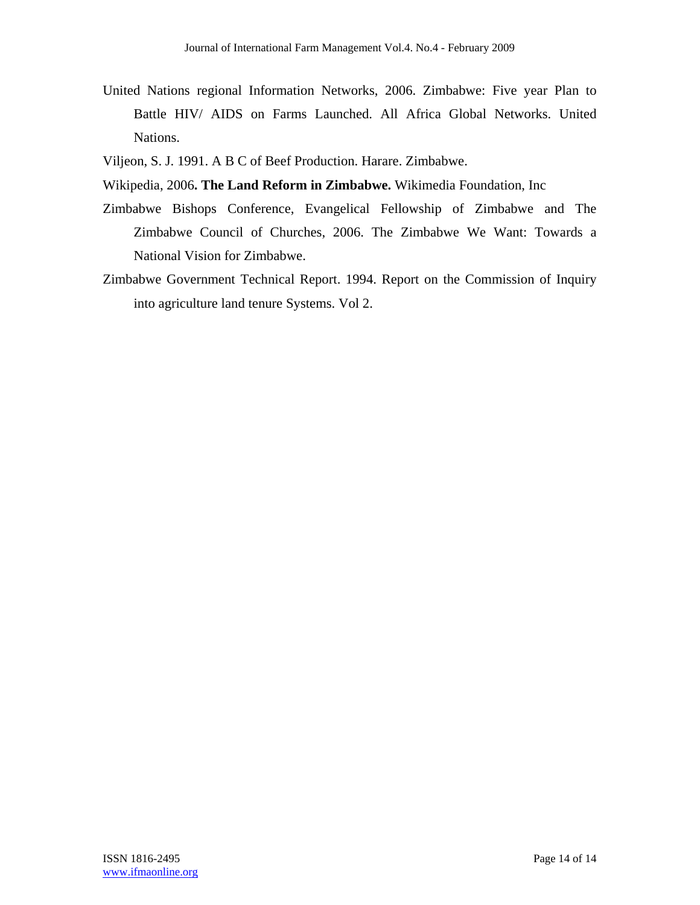United Nations regional Information Networks, 2006. Zimbabwe: Five year Plan to Battle HIV/ AIDS on Farms Launched. All Africa Global Networks. United Nations.

Viljeon, S. J. 1991. A B C of Beef Production. Harare. Zimbabwe.

Wikipedia, 2006**. The Land Reform in Zimbabwe.** Wikimedia Foundation, Inc

Zimbabwe Bishops Conference, Evangelical Fellowship of Zimbabwe and The Zimbabwe Council of Churches, 2006. The Zimbabwe We Want: Towards a National Vision for Zimbabwe.

Zimbabwe Government Technical Report. 1994. Report on the Commission of Inquiry into agriculture land tenure Systems. Vol 2.